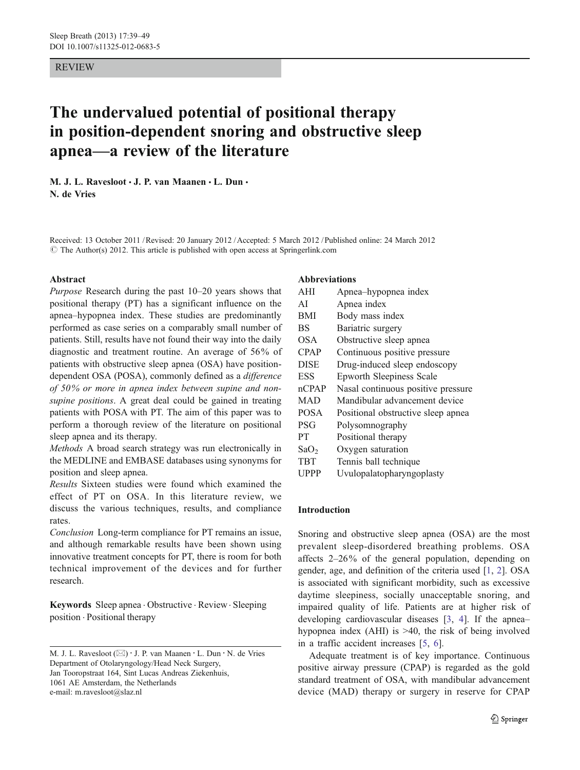REVIEW

# The undervalued potential of positional therapy in position-dependent snoring and obstructive sleep apnea—a review of the literature

**M. J. L. Ravesloot · J. P. van Maanen · L. Dun · N. de Vries**

Received: 13 October 2011 / Revised: 20 January 2012 / Accepted: 5 March 2012 / Published online: 24 March 2012
© The Author(s) 2012. This article is published with open access at Springerlink.com

## Abstract

*Purpose* Research during the past 10–20 years shows that positional therapy (PT) has a significant influence on the apnea–hypopnea index. These studies are predominantly performed as case series on a comparably small number of patients. Still, results have not found their way into the daily diagnostic and treatment routine. An average of 56% of patients with obstructive sleep apnea (OSA) have position-dependent OSA (POSA), commonly defined as a *difference of 50% or more in apnea index between supine and non-supine positions*. A great deal could be gained in treating patients with POSA with PT. The aim of this paper was to perform a thorough review of the literature on positional sleep apnea and its therapy.

*Methods* A broad search strategy was run electronically in the MEDLINE and EMBASE databases using synonyms for position and sleep apnea.

*Results* Sixteen studies were found which examined the effect of PT on OSA. In this literature review, we discuss the various techniques, results, and compliance rates.

*Conclusion* Long-term compliance for PT remains an issue, and although remarkable results have been shown using innovative treatment concepts for PT, there is room for both technical improvement of the devices and for further research.

**Keywords** Sleep apnea · Obstructive · Review · Sleeping position · Positional therapy

M. J. L. Ravesloot (✉) · J. P. van Maanen · L. Dun · N. de Vries
Department of Otolaryngology/Head Neck Surgery,
Jan Tooropstraat 164, Sint Lucas Andreas Ziekenhuis,
1061 AE Amsterdam, the Netherlands
e-mail: m.ravesloot@slaz.nl

## Abbreviations

| | |
|---|---|
| AHI | Apnea–hypopnea index |
| AI | Apnea index |
| BMI | Body mass index |
| BS | Bariatric surgery |
| OSA | Obstructive sleep apnea |
| CPAP | Continuous positive pressure |
| DISE | Drug-induced sleep endoscopy |
| ESS | Epworth Sleepiness Scale |
| nCPAP | Nasal continuous positive pressure |
| MAD | Mandibular advancement device |
| POSA | Positional obstructive sleep apnea |
| PSG | Polysomnography |
| PT | Positional therapy |
| $SaO_2$ | Oxygen saturation |
| TBT | Tennis ball technique |
| UPPP | Uvulopalatopharyngoplasty |

## Introduction

Snoring and obstructive sleep apnea (OSA) are the most prevalent sleep-disordered breathing problems. OSA affects 2–26% of the general population, depending on gender, age, and definition of the criteria used [1, 2]. OSA is associated with significant morbidity, such as excessive daytime sleepiness, socially unacceptable snoring, and impaired quality of life. Patients are at higher risk of developing cardiovascular diseases [3, 4]. If the apnea–hypopnea index (AHI) is >40, the risk of being involved in a traffic accident increases [5, 6].

Adequate treatment is of key importance. Continuous positive airway pressure (CPAP) is regarded as the gold standard treatment of OSA, with mandibular advancement device (MAD) therapy or surgery in reserve for CPAP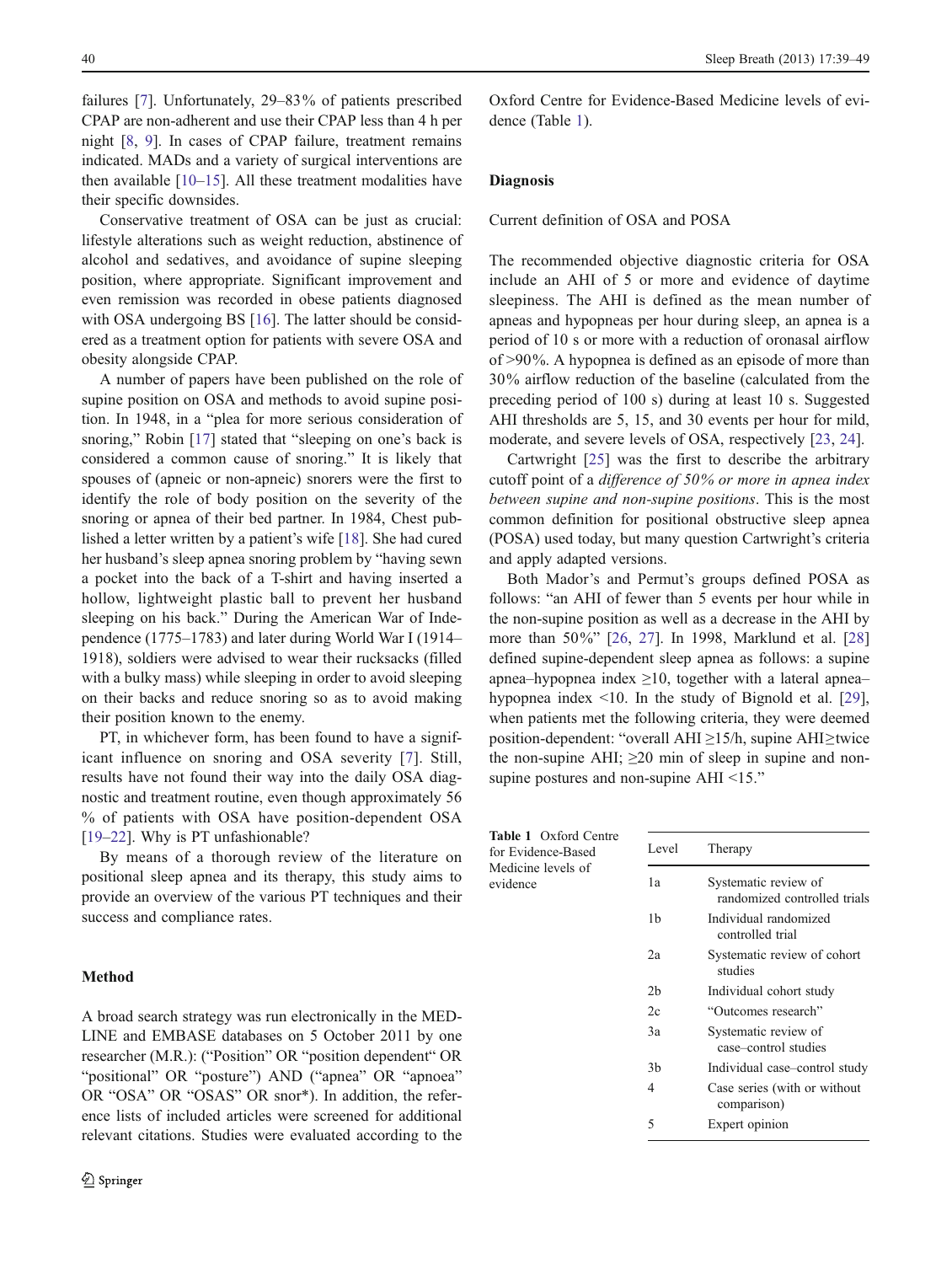failures [7]. Unfortunately, 29–83% of patients prescribed CPAP are non-adherent and use their CPAP less than 4 h per night [8, 9]. In cases of CPAP failure, treatment remains indicated. MADs and a variety of surgical interventions are then available [10–15]. All these treatment modalities have their specific downsides.

Conservative treatment of OSA can be just as crucial: lifestyle alterations such as weight reduction, abstinence of alcohol and sedatives, and avoidance of supine sleeping position, where appropriate. Significant improvement and even remission was recorded in obese patients diagnosed with OSA undergoing BS [16]. The latter should be considered as a treatment option for patients with severe OSA and obesity alongside CPAP.

A number of papers have been published on the role of supine position on OSA and methods to avoid supine position. In 1948, in a "plea for more serious consideration of snoring," Robin [17] stated that "sleeping on one's back is considered a common cause of snoring." It is likely that spouses of (apneic or non-apneic) snorers were the first to identify the role of body position on the severity of the snoring or apnea of their bed partner. In 1984, Chest published a letter written by a patient's wife [18]. She had cured her husband's sleep apnea snoring problem by "having sewn a pocket into the back of a T-shirt and having inserted a hollow, lightweight plastic ball to prevent her husband sleeping on his back." During the American War of Independence (1775–1783) and later during World War I (1914–1918), soldiers were advised to wear their rucksacks (filled with a bulky mass) while sleeping in order to avoid sleeping on their backs and reduce snoring so as to avoid making their position known to the enemy.

PT, in whichever form, has been found to have a significant influence on snoring and OSA severity [7]. Still, results have not found their way into the daily OSA diagnostic and treatment routine, even though approximately 56 % of patients with OSA have position-dependent OSA [19–22]. Why is PT unfashionable?

By means of a thorough review of the literature on positional sleep apnea and its therapy, this study aims to provide an overview of the various PT techniques and their success and compliance rates.

## Method

A broad search strategy was run electronically in the MEDLINE and EMBASE databases on 5 October 2011 by one researcher (M.R.): ("Position" OR "position dependent" OR "positional" OR "posture") AND ("apnea" OR "apnoea" OR "OSA" OR "OSAS" OR snor*). In addition, the reference lists of included articles were screened for additional relevant citations. Studies were evaluated according to the Oxford Centre for Evidence-Based Medicine levels of evidence (Table 1).

## Diagnosis

### Current definition of OSA and POSA

The recommended objective diagnostic criteria for OSA include an AHI of 5 or more and evidence of daytime sleepiness. The AHI is defined as the mean number of apneas and hypopneas per hour during sleep, an apnea is a period of 10 s or more with a reduction of oronasal airflow of >90%. A hypopnea is defined as an episode of more than 30% airflow reduction of the baseline (calculated from the preceding period of 100 s) during at least 10 s. Suggested AHI thresholds are 5, 15, and 30 events per hour for mild, moderate, and severe levels of OSA, respectively [23, 24].

Cartwright [25] was the first to describe the arbitrary cutoff point of a *difference of 50% or more in apnea index between supine and non-supine positions*. This is the most common definition for positional obstructive sleep apnea (POSA) used today, but many question Cartwright's criteria and apply adapted versions.

Both Mador's and Permut's groups defined POSA as follows: "an AHI of fewer than 5 events per hour while in the non-supine position as well as a decrease in the AHI by more than 50%" [26, 27]. In 1998, Marklund et al. [28] defined supine-dependent sleep apnea as follows: a supine apnea–hypopnea index ≥10, together with a lateral apnea–hypopnea index <10. In the study of Bignold et al. [29], when patients met the following criteria, they were deemed position-dependent: "overall AHI ≥15/h, supine AHI≥twice the non-supine AHI; ≥20 min of sleep in supine and non-supine postures and non-supine AHI <15."

**Table 1** Oxford Centre for Evidence-Based Medicine levels of evidence

| Level | Therapy |
|---|---|
| 1a | Systematic review of randomized controlled trials |
| 1b | Individual randomized controlled trial |
| 2a | Systematic review of cohort studies |
| 2b | Individual cohort study |
| 2c | "Outcomes research" |
| 3a | Systematic review of case–control studies |
| 3b | Individual case–control study |
| 4 | Case series (with or without comparison) |
| 5 | Expert opinion |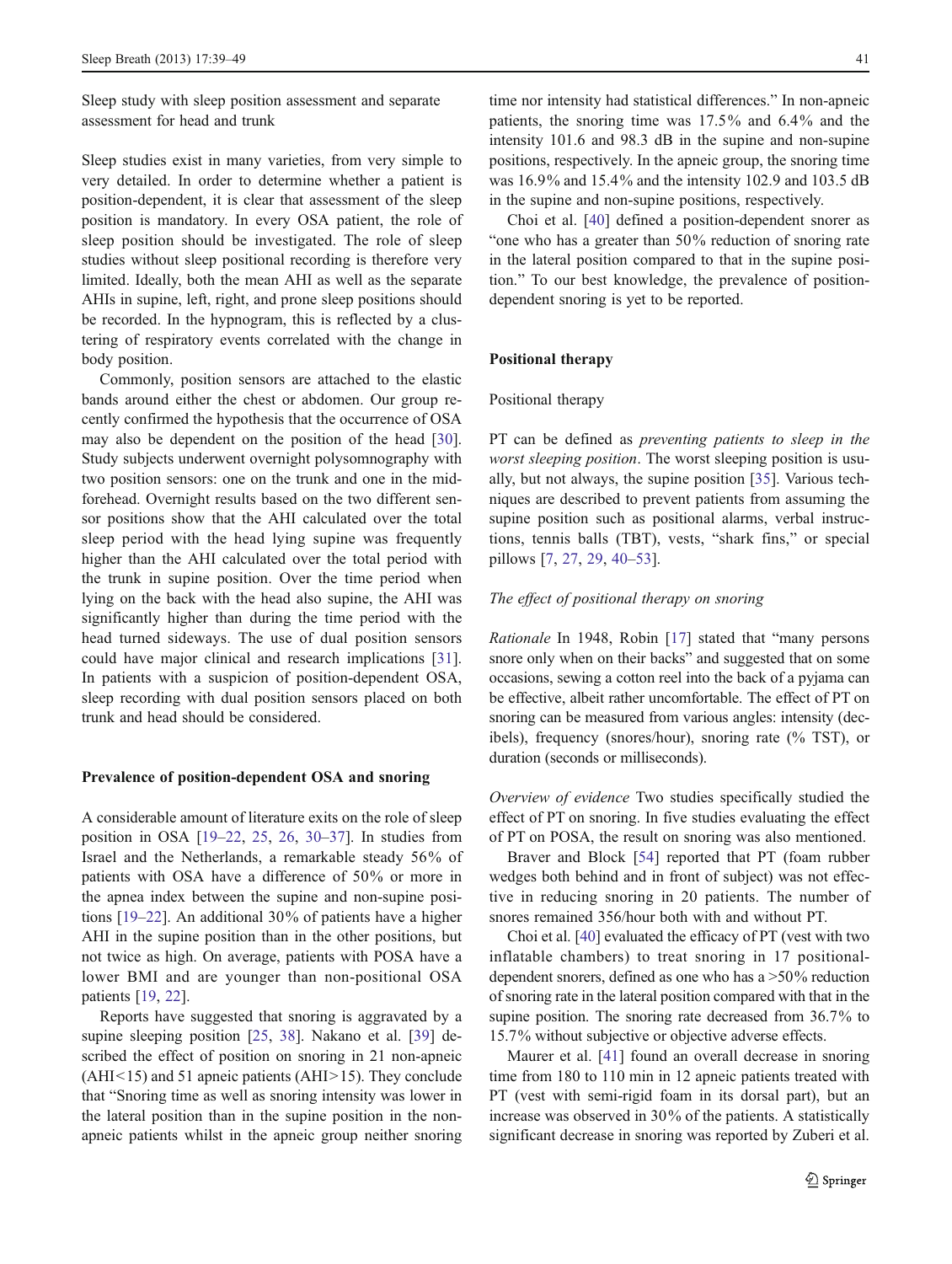Sleep study with sleep position assessment and separate assessment for head and trunk

Sleep studies exist in many varieties, from very simple to very detailed. In order to determine whether a patient is position-dependent, it is clear that assessment of the sleep position is mandatory. In every OSA patient, the role of sleep position should be investigated. The role of sleep studies without sleep positional recording is therefore very limited. Ideally, both the mean AHI as well as the separate AHIs in supine, left, right, and prone sleep positions should be recorded. In the hypnogram, this is reflected by a clustering of respiratory events correlated with the change in body position.

Commonly, position sensors are attached to the elastic bands around either the chest or abdomen. Our group recently confirmed the hypothesis that the occurrence of OSA may also be dependent on the position of the head [30]. Study subjects underwent overnight polysomnography with two position sensors: one on the trunk and one in the mid-forehead. Overnight results based on the two different sensor positions show that the AHI calculated over the total sleep period with the head lying supine was frequently higher than the AHI calculated over the total period with the trunk in supine position. Over the time period when lying on the back with the head also supine, the AHI was significantly higher than during the time period with the head turned sideways. The use of dual position sensors could have major clinical and research implications [31]. In patients with a suspicion of position-dependent OSA, sleep recording with dual position sensors placed on both trunk and head should be considered.

## Prevalence of position-dependent OSA and snoring

A considerable amount of literature exits on the role of sleep position in OSA [19–22, 25, 26, 30–37]. In studies from Israel and the Netherlands, a remarkable steady 56% of patients with OSA have a difference of 50% or more in the apnea index between the supine and non-supine positions [19–22]. An additional 30% of patients have a higher AHI in the supine position than in the other positions, but not twice as high. On average, patients with POSA have a lower BMI and are younger than non-positional OSA patients [19, 22].

Reports have suggested that snoring is aggravated by a supine sleeping position [25, 38]. Nakano et al. [39] described the effect of position on snoring in 21 non-apneic (AHI<15) and 51 apneic patients (AHI>15). They conclude that "Snoring time as well as snoring intensity was lower in the lateral position than in the supine position in the non-apneic patients whilst in the apneic group neither snoring time nor intensity had statistical differences." In non-apneic patients, the snoring time was 17.5% and 6.4% and the intensity 101.6 and 98.3 dB in the supine and non-supine positions, respectively. In the apneic group, the snoring time was 16.9% and 15.4% and the intensity 102.9 and 103.5 dB in the supine and non-supine positions, respectively.

Choi et al. [40] defined a position-dependent snorer as "one who has a greater than 50% reduction of snoring rate in the lateral position compared to that in the supine position." To our best knowledge, the prevalence of position-dependent snoring is yet to be reported.

## Positional therapy

### Positional therapy

PT can be defined as *preventing patients to sleep in the worst sleeping position*. The worst sleeping position is usually, but not always, the supine position [35]. Various techniques are described to prevent patients from assuming the supine position such as positional alarms, verbal instructions, tennis balls (TBT), vests, "shark fins," or special pillows [7, 27, 29, 40–53].

### *The effect of positional therapy on snoring*

*Rationale* In 1948, Robin [17] stated that "many persons snore only when on their backs" and suggested that on some occasions, sewing a cotton reel into the back of a pyjama can be effective, albeit rather uncomfortable. The effect of PT on snoring can be measured from various angles: intensity (decibels), frequency (snores/hour), snoring rate (% TST), or duration (seconds or milliseconds).

*Overview of evidence* Two studies specifically studied the effect of PT on snoring. In five studies evaluating the effect of PT on POSA, the result on snoring was also mentioned.

Braver and Block [54] reported that PT (foam rubber wedges both behind and in front of subject) was not effective in reducing snoring in 20 patients. The number of snores remained 356/hour both with and without PT.

Choi et al. [40] evaluated the efficacy of PT (vest with two inflatable chambers) to treat snoring in 17 positional-dependent snorers, defined as one who has a >50% reduction of snoring rate in the lateral position compared with that in the supine position. The snoring rate decreased from 36.7% to 15.7% without subjective or objective adverse effects.

Maurer et al. [41] found an overall decrease in snoring time from 180 to 110 min in 12 apneic patients treated with PT (vest with semi-rigid foam in its dorsal part), but an increase was observed in 30% of the patients. A statistically significant decrease in snoring was reported by Zuberi et al.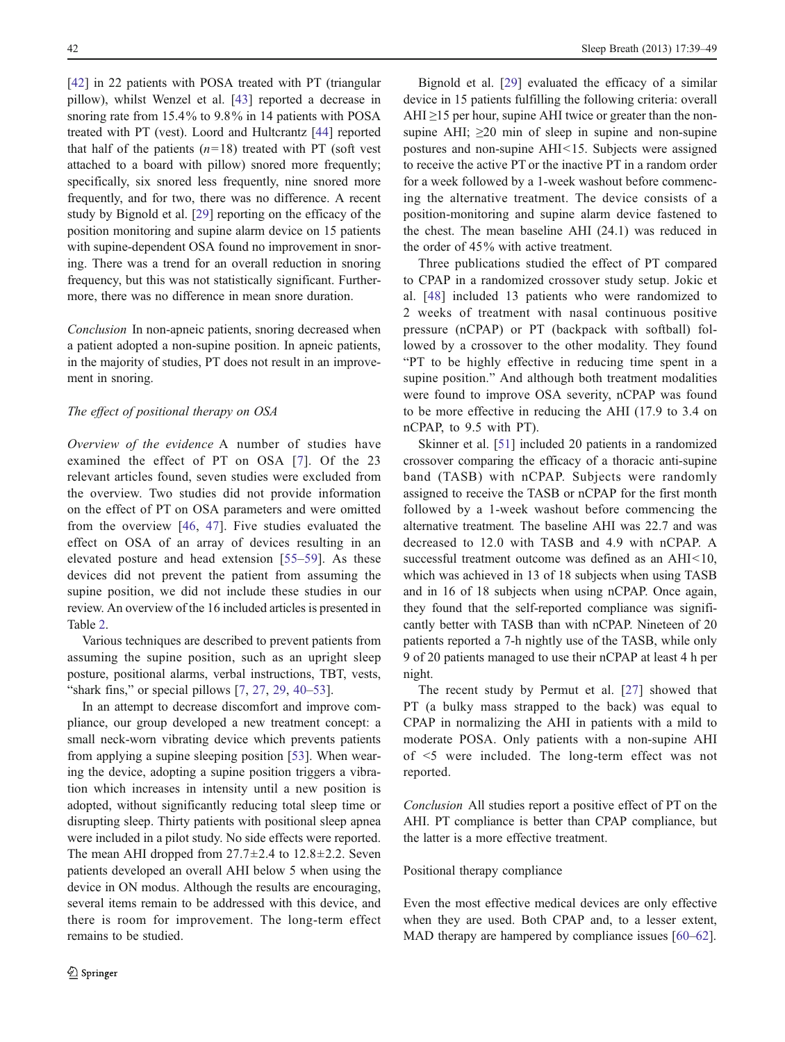[42] in 22 patients with POSA treated with PT (triangular pillow), whilst Wenzel et al. [43] reported a decrease in snoring rate from 15.4% to 9.8% in 14 patients with POSA treated with PT (vest). Loord and Hultcrantz [44] reported that half of the patients ($n$=18) treated with PT (soft vest attached to a board with pillow) snored more frequently; specifically, six snored less frequently, nine snored more frequently, and for two, there was no difference. A recent study by Bignold et al. [29] reporting on the efficacy of the position monitoring and supine alarm device on 15 patients with supine-dependent OSA found no improvement in snoring. There was a trend for an overall reduction in snoring frequency, but this was not statistically significant. Furthermore, there was no difference in mean snore duration.

*Conclusion* In non-apneic patients, snoring decreased when a patient adopted a non-supine position. In apneic patients, in the majority of studies, PT does not result in an improvement in snoring.

*The effect of positional therapy on OSA*

*Overview of the evidence* A number of studies have examined the effect of PT on OSA [7]. Of the 23 relevant articles found, seven studies were excluded from the overview. Two studies did not provide information on the effect of PT on OSA parameters and were omitted from the overview [46, 47]. Five studies evaluated the effect on OSA of an array of devices resulting in an elevated posture and head extension [55–59]. As these devices did not prevent the patient from assuming the supine position, we did not include these studies in our review. An overview of the 16 included articles is presented in Table 2.

Various techniques are described to prevent patients from assuming the supine position, such as an upright sleep posture, positional alarms, verbal instructions, TBT, vests, "shark fins," or special pillows [7, 27, 29, 40–53].

In an attempt to decrease discomfort and improve compliance, our group developed a new treatment concept: a small neck-worn vibrating device which prevents patients from applying a supine sleeping position [53]. When wearing the device, adopting a supine position triggers a vibration which increases in intensity until a new position is adopted, without significantly reducing total sleep time or disrupting sleep. Thirty patients with positional sleep apnea were included in a pilot study. No side effects were reported. The mean AHI dropped from 27.7±2.4 to 12.8±2.2. Seven patients developed an overall AHI below 5 when using the device in ON modus. Although the results are encouraging, several items remain to be addressed with this device, and there is room for improvement. The long-term effect remains to be studied.

Bignold et al. [29] evaluated the efficacy of a similar device in 15 patients fulfilling the following criteria: overall AHI ≥15 per hour, supine AHI twice or greater than the non-supine AHI; ≥20 min of sleep in supine and non-supine postures and non-supine AHI<15. Subjects were assigned to receive the active PT or the inactive PT in a random order for a week followed by a 1-week washout before commencing the alternative treatment. The device consists of a position-monitoring and supine alarm device fastened to the chest. The mean baseline AHI (24.1) was reduced in the order of 45% with active treatment.

Three publications studied the effect of PT compared to CPAP in a randomized crossover study setup. Jokic et al. [48] included 13 patients who were randomized to 2 weeks of treatment with nasal continuous positive pressure (nCPAP) or PT (backpack with softball) followed by a crossover to the other modality. They found "PT to be highly effective in reducing time spent in a supine position." And although both treatment modalities were found to improve OSA severity, nCPAP was found to be more effective in reducing the AHI (17.9 to 3.4 on nCPAP, to 9.5 with PT).

Skinner et al. [51] included 20 patients in a randomized crossover comparing the efficacy of a thoracic anti-supine band (TASB) with nCPAP. Subjects were randomly assigned to receive the TASB or nCPAP for the first month followed by a 1-week washout before commencing the alternative treatment. The baseline AHI was 22.7 and was decreased to 12.0 with TASB and 4.9 with nCPAP. A successful treatment outcome was defined as an AHI<10, which was achieved in 13 of 18 subjects when using TASB and in 16 of 18 subjects when using nCPAP. Once again, they found that the self-reported compliance was significantly better with TASB than with nCPAP. Nineteen of 20 patients reported a 7-h nightly use of the TASB, while only 9 of 20 patients managed to use their nCPAP at least 4 h per night.

The recent study by Permut et al. [27] showed that PT (a bulky mass strapped to the back) was equal to CPAP in normalizing the AHI in patients with a mild to moderate POSA. Only patients with a non-supine AHI of <5 were included. The long-term effect was not reported.

*Conclusion* All studies report a positive effect of PT on the AHI. PT compliance is better than CPAP compliance, but the latter is a more effective treatment.

## Positional therapy compliance

Even the most effective medical devices are only effective when they are used. Both CPAP and, to a lesser extent, MAD therapy are hampered by compliance issues [60–62].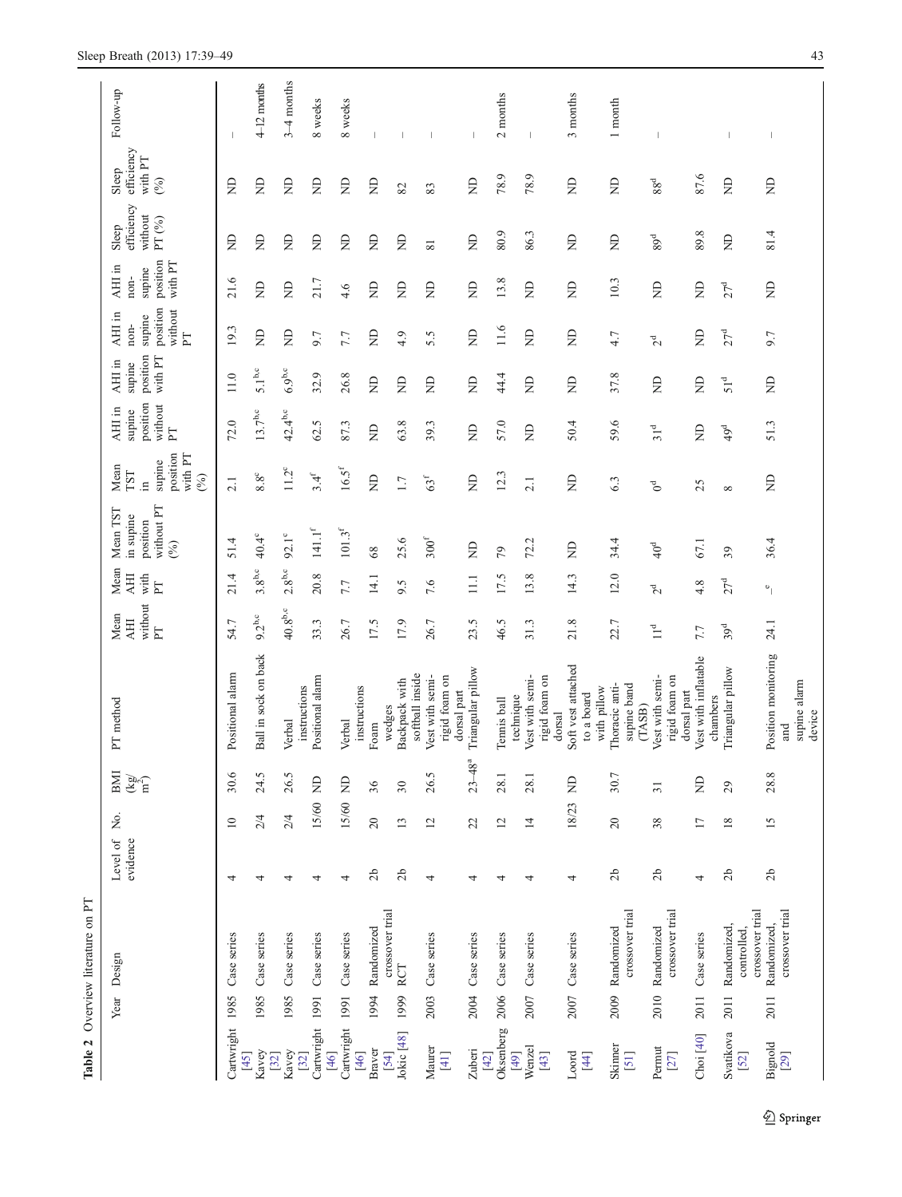**Table 2** Overview literature on PT

| | Year | Design | Level of evidence | No. | BMI (kg/m²) | PT method | Mean AHI without PT | Mean AHI with PT | Mean TST in supine position without PT (%) | Mean TST in supine position with PT (%) | AHI in supine position without PT | AHI in supine position with PT | AHI in non-supine position without PT | AHI in non-supine position with PT | Sleep efficiency without PT (%) | Sleep efficiency with PT (%) | Follow-up |
|---|---|---|---|---|---|---|---|---|---|---|---|---|---|---|---|---|---|
| Cartwright [45] | 1985 | Case series | 4 | 10 | 30.6 | Positional alarm | 54.7 | 21.4 | 51.4 | 2.1 | 72.0 | 11.0 | 19.3 | 21.6 | ND | ND | – |
| Kavey [32] | 1985 | Case series | 4 | 2/4 | 24.5 | Ball in sock on back | 9.2[b,c] | 3.8[b,c] | 40.4[e] | 8.8[e] | 13.7[b,c] | 5.1[b,c] | ND | ND | ND | ND | 4–12 months |
| Kavey [32] | 1985 | Case series | 4 | 2/4 | 26.5 | Verbal instructions | 40.8[b,c] | 2.8[b,c] | 92.1[e] | 11.2[e] | 42.4[b,c] | 6.9[b,c] | ND | ND | ND | ND | 3–4 months |
| Cartwright [46] | 1991 | Case series | 4 | 15/60 | ND | Positional alarm | 33.3 | 20.8 | 141.1[f] | 3.4[f] | 62.5 | 32.9 | 9.7 | 21.7 | ND | ND | 8 weeks |
| Cartwright [46] | 1991 | Case series | 4 | 15/60 | ND | Verbal instructions | 26.7 | 7.7 | 101.5[f] | 16.5[f] | 87.3 | 26.8 | 7.7 | 4.6 | ND | ND | 8 weeks |
| Braver [54] | 1994 | Randomized crossover trial | 2b | 20 | 36 | Foam wedges | 17.5 | 14.1 | 68 | ND | ND | ND | ND | ND | ND | ND | – |
| Jokic [48] | 1999 | RCT | 2b | 13 | 30 | Backpack with softball inside | 17.9 | 9.5 | 25.6 | 1.7 | 63.8 | ND | 4.9 | ND | ND | 82 | – |
| Maurer [41] | 2003 | Case series | 4 | 12 | 26.5 | Vest with semi-rigid foam on dorsal part | 26.7 | 7.6 | 300[f] | 63[f] | 39.3 | ND | 5.5 | ND | 81 | 83 | – |
| Zuberi [42] | 2004 | Case series | 4 | 22 | 23–48[a] | Triangular pillow | 23.5 | 11.1 | ND | ND | ND | ND | ND | ND | ND | ND | – |
| Oksenberg [49] | 2006 | Case series | 4 | 12 | 28.1 | Tennis ball technique | 46.5 | 17.5 | 79 | 12.3 | 57.0 | 44.4 | 11.6 | 13.8 | 80.9 | 78.9 | 2 months |
| Wenzel [43] | 2007 | Case series | 4 | 14 | 28.1 | Vest with semi-rigid foam on dorsal | 31.3 | 13.8 | 72.2 | 2.1 | ND | ND | ND | ND | 86.3 | 78.9 | – |
| Loord [44] | 2007 | Case series | 4 | 18/23 | ND | Soft vest attached to a board with pillow | 21.8 | 14.3 | ND | ND | 50.4 | ND | ND | ND | ND | ND | 3 months |
| Skinner [51] | 2009 | Randomized crossover trial | 2b | 20 | 30.7 | Thoracic anti-supine band (TASB) | 22.7 | 12.0 | 34.4 | 6.3 | 59.6 | 37.8 | 4.7 | 10.3 | ND | ND | 1 month |
| Permut [27] | 2010 | Randomized crossover trial | 2b | 38 | 31 | Vest with semi-rigid foam on dorsal part | 11[d] | 2[d] | 40[d] | 0[d] | 31[d] | ND | 2[d] | ND | 89[d] | 88[d] | – |
| Choi [40] | 2011 | Case series | 4 | 17 | ND | Vest with inflatable chambers | 7.7 | 4.8 | 67.1 | 25 | ND | ND | ND | ND | 89.8 | 87.6 | – |
| Svatikova [52] | 2011 | Randomized, controlled, crossover trial | 2b | 18 | 29 | Triangular pillow | 39[d] | 27[d] | 39 | 8 | 49[d] | 51[d] | 27[d] | 27[d] | ND | ND | – |
| Bignold [29] | 2011 | Randomized, crossover trial | 2b | 15 | 28.8 | Position monitoring and supine alarm device | 24.1 | –[e] | 36.4 | ND | 51.3 | ND | 9.7 | ND | 81.4 | ND | – |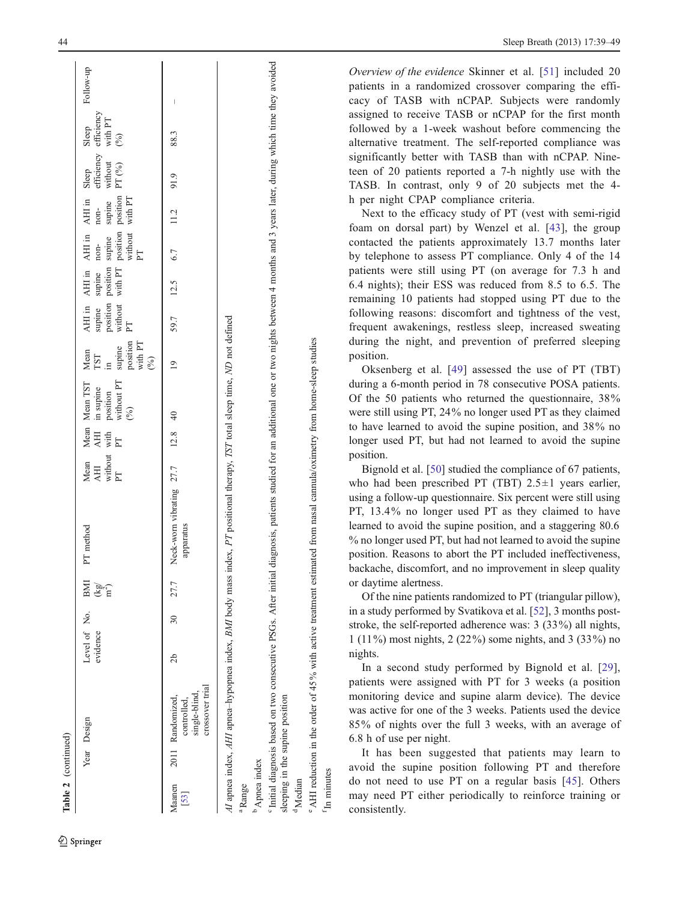Table 2 (continued)

| | Year | Design | Level of evidence | No. | BMI (kg/m²) | PT method | Mean AHI without PT | Mean AHI with PT | Mean TST in supine position without PT (%) | Mean TST in supine position with PT (%) | AHI in supine position without PT | AHI in supine position with PT | AHI in non-supine position without PT | AHI in non-supine position with PT | Sleep efficiency without PT (%) | Sleep efficiency with PT (%) | Follow-up |
|---|---|---|---|---|---|---|---|---|---|---|---|---|---|---|---|---|---|
| Maanen [53] | 2011 | Randomized, controlled, single-blind, crossover trial | 2b | 30 | 27.7 | Neck-worn vibrating apparatus | 27.7 | 12.8 | 40 | 19 | 59.7 | 12.5 | 6.7 | 11.2 | 91.9 | 88.3 | – |

*AI* apnea index, *AHI* apnea–hypopnea index, *BMI* body mass index, *PT* positional therapy, *TST* total sleep time, *ND* not defined

[a] Range

[b] Apnea index

[c] Initial diagnosis based on two consecutive PSGs. After initial diagnosis, patients studied for an additional one or two nights between 4 months and 3 years later, during which time they avoided sleeping in the supine position

[d] Median

[e] AHI reduction in the order of 45 % with active treatment estimated from nasal cannula/oximetry from home-sleep studies

[f] In minutes

*Overview of the evidence* Skinner et al. [51] included 20 patients in a randomized crossover comparing the efficacy of TASB with nCPAP. Subjects were randomly assigned to receive TASB or nCPAP for the first month followed by a 1-week washout before commencing the alternative treatment. The self-reported compliance was significantly better with TASB than with nCPAP. Nineteen of 20 patients reported a 7-h nightly use with the TASB. In contrast, only 9 of 20 subjects met the 4-h per night CPAP compliance criteria.

Next to the efficacy study of PT (vest with semi-rigid foam on dorsal part) by Wenzel et al. [43], the group contacted the patients approximately 13.7 months later by telephone to assess PT compliance. Only 4 of the 14 patients were still using PT (on average for 7.3 h and 6.4 nights); their ESS was reduced from 8.5 to 6.5. The remaining 10 patients had stopped using PT due to the following reasons: discomfort and tightness of the vest, frequent awakenings, restless sleep, increased sweating during the night, and prevention of preferred sleeping position.

Oksenberg et al. [49] assessed the use of PT (TBT) during a 6-month period in 78 consecutive POSA patients. Of the 50 patients who returned the questionnaire, 38% were still using PT, 24% no longer used PT as they claimed to have learned to avoid the supine position, and 38% no longer used PT, but had not learned to avoid the supine position.

Bignold et al. [50] studied the compliance of 67 patients, who had been prescribed PT (TBT) 2.5±1 years earlier, using a follow-up questionnaire. Six percent were still using PT, 13.4% no longer used PT as they claimed to have learned to avoid the supine position, and a staggering 80.6 % no longer used PT, but had not learned to avoid the supine position. Reasons to abort the PT included ineffectiveness, backache, discomfort, and no improvement in sleep quality or daytime alertness.

Of the nine patients randomized to PT (triangular pillow), in a study performed by Svatikova et al. [52], 3 months post-stroke, the self-reported adherence was: 3 (33%) all nights, 1 (11%) most nights, 2 (22%) some nights, and 3 (33%) no nights.

In a second study performed by Bignold et al. [29], patients were assigned with PT for 3 weeks (a position monitoring device and supine alarm device). The device was active for one of the 3 weeks. Patients used the device 85% of nights over the full 3 weeks, with an average of 6.8 h of use per night.

It has been suggested that patients may learn to avoid the supine position following PT and therefore do not need to use PT on a regular basis [45]. Others may need PT either periodically to reinforce training or consistently.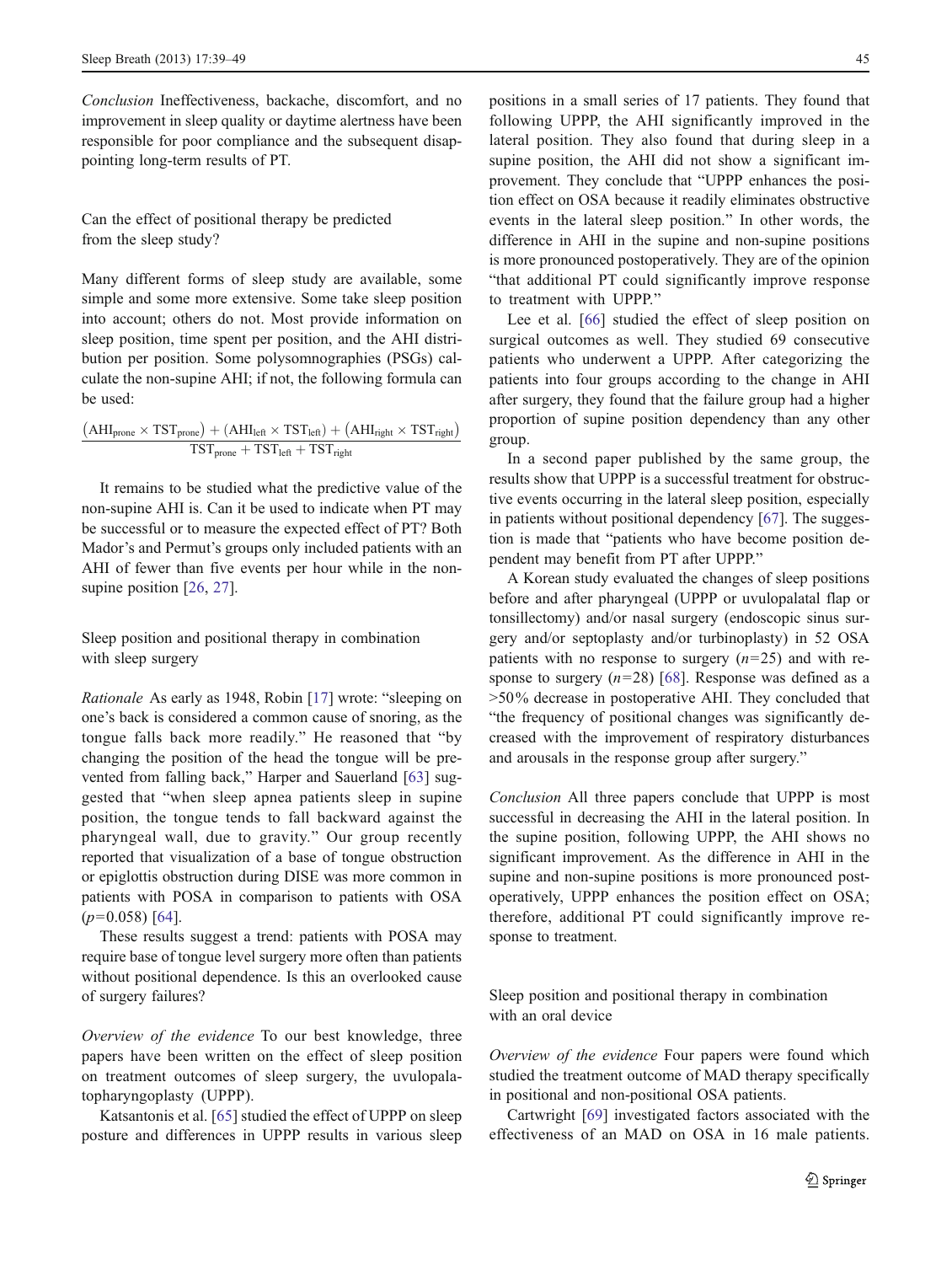*Conclusion* Ineffectiveness, backache, discomfort, and no improvement in sleep quality or daytime alertness have been responsible for poor compliance and the subsequent disappointing long-term results of PT.

## Can the effect of positional therapy be predicted from the sleep study?

Many different forms of sleep study are available, some simple and some more extensive. Some take sleep position into account; others do not. Most provide information on sleep position, time spent per position, and the AHI distribution per position. Some polysomnographies (PSGs) calculate the non-supine AHI; if not, the following formula can be used:

$$\frac{\left(\mathrm{AHI}_{\mathrm{prone}} \times \mathrm{TST}_{\mathrm{prone}}\right) + \left(\mathrm{AHI}_{\mathrm{left}} \times \mathrm{TST}_{\mathrm{left}}\right) + \left(\mathrm{AHI}_{\mathrm{right}} \times \mathrm{TST}_{\mathrm{right}}\right)}{\mathrm{TST}_{\mathrm{prone}} + \mathrm{TST}_{\mathrm{left}} + \mathrm{TST}_{\mathrm{right}}}$$

It remains to be studied what the predictive value of the non-supine AHI is. Can it be used to indicate when PT may be successful or to measure the expected effect of PT? Both Mador's and Permut's groups only included patients with an AHI of fewer than five events per hour while in the non-supine position [26, 27].

## Sleep position and positional therapy in combination with sleep surgery

*Rationale* As early as 1948, Robin [17] wrote: "sleeping on one's back is considered a common cause of snoring, as the tongue falls back more readily." He reasoned that "by changing the position of the head the tongue will be prevented from falling back," Harper and Sauerland [63] suggested that "when sleep apnea patients sleep in supine position, the tongue tends to fall backward against the pharyngeal wall, due to gravity." Our group recently reported that visualization of a base of tongue obstruction or epiglottis obstruction during DISE was more common in patients with POSA in comparison to patients with OSA ($p$=0.058) [64].

These results suggest a trend: patients with POSA may require base of tongue level surgery more often than patients without positional dependence. Is this an overlooked cause of surgery failures?

*Overview of the evidence* To our best knowledge, three papers have been written on the effect of sleep position on treatment outcomes of sleep surgery, the uvulopalatopharyngoplasty (UPPP).

Katsantonis et al. [65] studied the effect of UPPP on sleep posture and differences in UPPP results in various sleep positions in a small series of 17 patients. They found that following UPPP, the AHI significantly improved in the lateral position. They also found that during sleep in a supine position, the AHI did not show a significant improvement. They conclude that "UPPP enhances the position effect on OSA because it readily eliminates obstructive events in the lateral sleep position." In other words, the difference in AHI in the supine and non-supine positions is more pronounced postoperatively. They are of the opinion "that additional PT could significantly improve response to treatment with UPPP."

Lee et al. [66] studied the effect of sleep position on surgical outcomes as well. They studied 69 consecutive patients who underwent a UPPP. After categorizing the patients into four groups according to the change in AHI after surgery, they found that the failure group had a higher proportion of supine position dependency than any other group.

In a second paper published by the same group, the results show that UPPP is a successful treatment for obstructive events occurring in the lateral sleep position, especially in patients without positional dependency [67]. The suggestion is made that "patients who have become position dependent may benefit from PT after UPPP."

A Korean study evaluated the changes of sleep positions before and after pharyngeal (UPPP or uvulopalatal flap or tonsillectomy) and/or nasal surgery (endoscopic sinus surgery and/or septoplasty and/or turbinoplasty) in 52 OSA patients with no response to surgery ($n$=25) and with response to surgery ($n$=28) [68]. Response was defined as a >50% decrease in postoperative AHI. They concluded that "the frequency of positional changes was significantly decreased with the improvement of respiratory disturbances and arousals in the response group after surgery."

*Conclusion* All three papers conclude that UPPP is most successful in decreasing the AHI in the lateral position. In the supine position, following UPPP, the AHI shows no significant improvement. As the difference in AHI in the supine and non-supine positions is more pronounced postoperatively, UPPP enhances the position effect on OSA; therefore, additional PT could significantly improve response to treatment.

## Sleep position and positional therapy in combination with an oral device

*Overview of the evidence* Four papers were found which studied the treatment outcome of MAD therapy specifically in positional and non-positional OSA patients.

Cartwright [69] investigated factors associated with the effectiveness of an MAD on OSA in 16 male patients.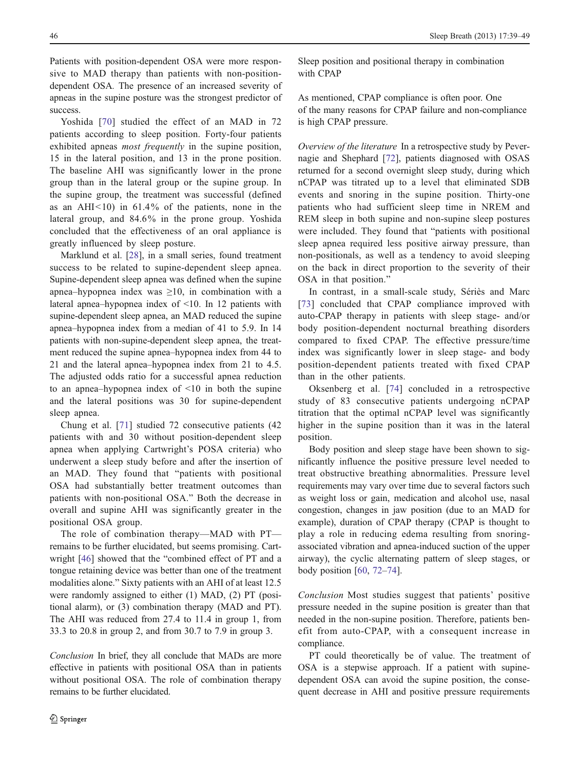Patients with position-dependent OSA were more responsive to MAD therapy than patients with non-position-dependent OSA. The presence of an increased severity of apneas in the supine posture was the strongest predictor of success.

Yoshida [70] studied the effect of an MAD in 72 patients according to sleep position. Forty-four patients exhibited apneas *most frequently* in the supine position, 15 in the lateral position, and 13 in the prone position. The baseline AHI was significantly lower in the prone group than in the lateral group or the supine group. In the supine group, the treatment was successful (defined as an AHI<10) in 61.4% of the patients, none in the lateral group, and 84.6% in the prone group. Yoshida concluded that the effectiveness of an oral appliance is greatly influenced by sleep posture.

Marklund et al. [28], in a small series, found treatment success to be related to supine-dependent sleep apnea. Supine-dependent sleep apnea was defined when the supine apnea–hypopnea index was ≥10, in combination with a lateral apnea–hypopnea index of <10. In 12 patients with supine-dependent sleep apnea, an MAD reduced the supine apnea–hypopnea index from a median of 41 to 5.9. In 14 patients with non-supine-dependent sleep apnea, the treatment reduced the supine apnea–hypopnea index from 44 to 21 and the lateral apnea–hypopnea index from 21 to 4.5. The adjusted odds ratio for a successful apnea reduction to an apnea–hypopnea index of <10 in both the supine and the lateral positions was 30 for supine-dependent sleep apnea.

Chung et al. [71] studied 72 consecutive patients (42 patients with and 30 without position-dependent sleep apnea when applying Cartwright's POSA criteria) who underwent a sleep study before and after the insertion of an MAD. They found that "patients with positional OSA had substantially better treatment outcomes than patients with non-positional OSA." Both the decrease in overall and supine AHI was significantly greater in the positional OSA group.

The role of combination therapy—MAD with PT—remains to be further elucidated, but seems promising. Cartwright [46] showed that the "combined effect of PT and a tongue retaining device was better than one of the treatment modalities alone." Sixty patients with an AHI of at least 12.5 were randomly assigned to either (1) MAD, (2) PT (positional alarm), or (3) combination therapy (MAD and PT). The AHI was reduced from 27.4 to 11.4 in group 1, from 33.3 to 20.8 in group 2, and from 30.7 to 7.9 in group 3.

*Conclusion* In brief, they all conclude that MADs are more effective in patients with positional OSA than in patients without positional OSA. The role of combination therapy remains to be further elucidated.

## Sleep position and positional therapy in combination with CPAP

As mentioned, CPAP compliance is often poor. One of the many reasons for CPAP failure and non-compliance is high CPAP pressure.

*Overview of the literature* In a retrospective study by Pevernagie and Shephard [72], patients diagnosed with OSAS returned for a second overnight sleep study, during which nCPAP was titrated up to a level that eliminated SDB events and snoring in the supine position. Thirty-one patients who had sufficient sleep time in NREM and REM sleep in both supine and non-supine sleep postures were included. They found that "patients with positional sleep apnea required less positive airway pressure, than non-positionals, as well as a tendency to avoid sleeping on the back in direct proportion to the severity of their OSA in that position."

In contrast, in a small-scale study, Sériès and Marc [73] concluded that CPAP compliance improved with auto-CPAP therapy in patients with sleep stage- and/or body position-dependent nocturnal breathing disorders compared to fixed CPAP. The effective pressure/time index was significantly lower in sleep stage- and body position-dependent patients treated with fixed CPAP than in the other patients.

Oksenberg et al. [74] concluded in a retrospective study of 83 consecutive patients undergoing nCPAP titration that the optimal nCPAP level was significantly higher in the supine position than it was in the lateral position.

Body position and sleep stage have been shown to significantly influence the positive pressure level needed to treat obstructive breathing abnormalities. Pressure level requirements may vary over time due to several factors such as weight loss or gain, medication and alcohol use, nasal congestion, changes in jaw position (due to an MAD for example), duration of CPAP therapy (CPAP is thought to play a role in reducing edema resulting from snoring-associated vibration and apnea-induced suction of the upper airway), the cyclic alternating pattern of sleep stages, or body position [60, 72–74].

*Conclusion* Most studies suggest that patients' positive pressure needed in the supine position is greater than that needed in the non-supine position. Therefore, patients benefit from auto-CPAP, with a consequent increase in compliance.

PT could theoretically be of value. The treatment of OSA is a stepwise approach. If a patient with supine-dependent OSA can avoid the supine position, the consequent decrease in AHI and positive pressure requirements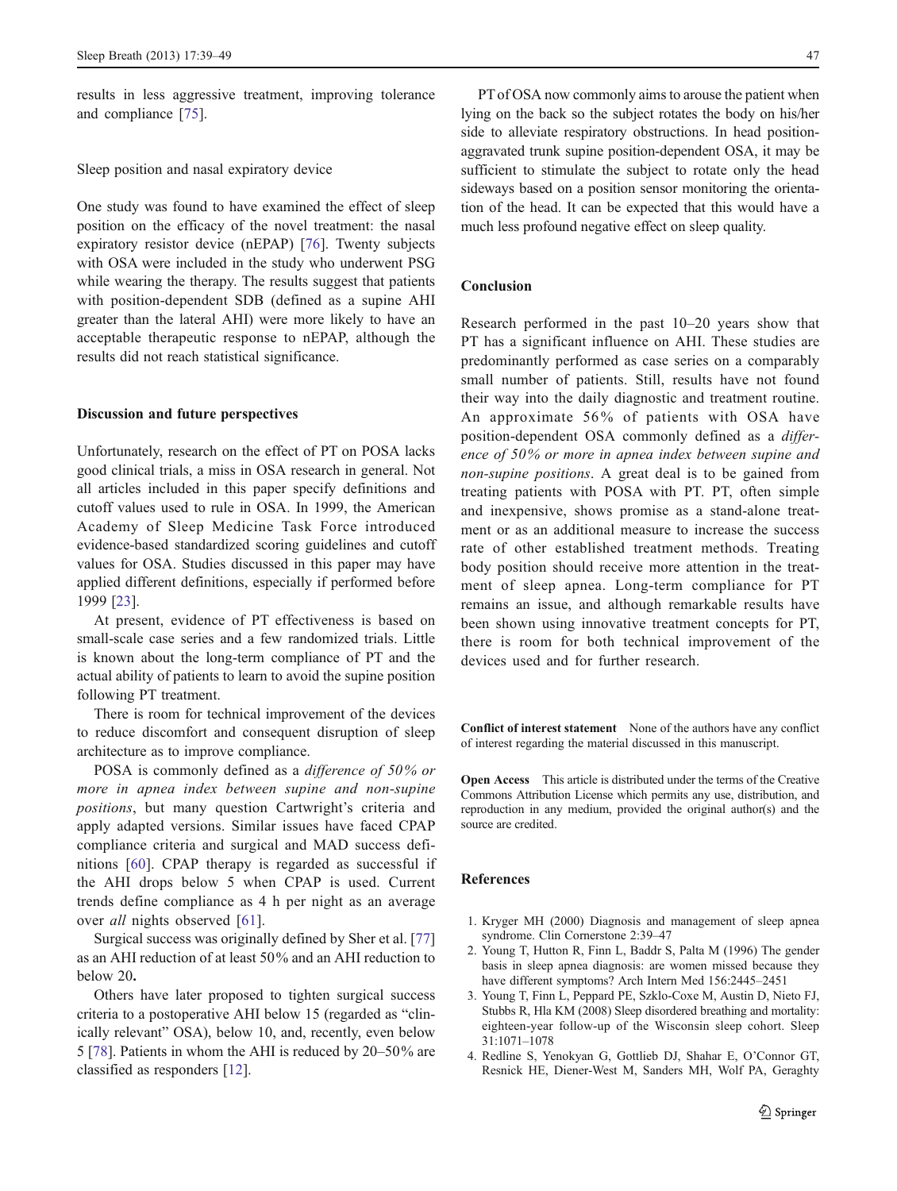results in less aggressive treatment, improving tolerance and compliance [75].

### Sleep position and nasal expiratory device

One study was found to have examined the effect of sleep position on the efficacy of the novel treatment: the nasal expiratory resistor device (nEPAP) [76]. Twenty subjects with OSA were included in the study who underwent PSG while wearing the therapy. The results suggest that patients with position-dependent SDB (defined as a supine AHI greater than the lateral AHI) were more likely to have an acceptable therapeutic response to nEPAP, although the results did not reach statistical significance.

## Discussion and future perspectives

Unfortunately, research on the effect of PT on POSA lacks good clinical trials, a miss in OSA research in general. Not all articles included in this paper specify definitions and cutoff values used to rule in OSA. In 1999, the American Academy of Sleep Medicine Task Force introduced evidence-based standardized scoring guidelines and cutoff values for OSA. Studies discussed in this paper may have applied different definitions, especially if performed before 1999 [23].

At present, evidence of PT effectiveness is based on small-scale case series and a few randomized trials. Little is known about the long-term compliance of PT and the actual ability of patients to learn to avoid the supine position following PT treatment.

There is room for technical improvement of the devices to reduce discomfort and consequent disruption of sleep architecture as to improve compliance.

POSA is commonly defined as a *difference of 50% or more in apnea index between supine and non-supine positions*, but many question Cartwright's criteria and apply adapted versions. Similar issues have faced CPAP compliance criteria and surgical and MAD success definitions [60]. CPAP therapy is regarded as successful if the AHI drops below 5 when CPAP is used. Current trends define compliance as 4 h per night as an average over *all* nights observed [61].

Surgical success was originally defined by Sher et al. [77] as an AHI reduction of at least 50% and an AHI reduction to below 20**.**

Others have later proposed to tighten surgical success criteria to a postoperative AHI below 15 (regarded as "clinically relevant" OSA), below 10, and, recently, even below 5 [78]. Patients in whom the AHI is reduced by 20–50% are classified as responders [12].

PT of OSA now commonly aims to arouse the patient when lying on the back so the subject rotates the body on his/her side to alleviate respiratory obstructions. In head position-aggravated trunk supine position-dependent OSA, it may be sufficient to stimulate the subject to rotate only the head sideways based on a position sensor monitoring the orientation of the head. It can be expected that this would have a much less profound negative effect on sleep quality.

## Conclusion

Research performed in the past 10–20 years show that PT has a significant influence on AHI. These studies are predominantly performed as case series on a comparably small number of patients. Still, results have not found their way into the daily diagnostic and treatment routine. An approximate 56% of patients with OSA have position-dependent OSA commonly defined as a *difference of 50% or more in apnea index between supine and non-supine positions*. A great deal is to be gained from treating patients with POSA with PT. PT, often simple and inexpensive, shows promise as a stand-alone treatment or as an additional measure to increase the success rate of other established treatment methods. Treating body position should receive more attention in the treatment of sleep apnea. Long-term compliance for PT remains an issue, and although remarkable results have been shown using innovative treatment concepts for PT, there is room for both technical improvement of the devices used and for further research.

**Conflict of interest statement** None of the authors have any conflict of interest regarding the material discussed in this manuscript.

**Open Access** This article is distributed under the terms of the Creative Commons Attribution License which permits any use, distribution, and reproduction in any medium, provided the original author(s) and the source are credited.

## References

1. Kryger MH (2000) Diagnosis and management of sleep apnea syndrome. Clin Cornerstone 2:39–47
2. Young T, Hutton R, Finn L, Baddr S, Palta M (1996) The gender basis in sleep apnea diagnosis: are women missed because they have different symptoms? Arch Intern Med 156:2445–2451
3. Young T, Finn L, Peppard PE, Szklo-Coxe M, Austin D, Nieto FJ, Stubbs R, Hla KM (2008) Sleep disordered breathing and mortality: eighteen-year follow-up of the Wisconsin sleep cohort. Sleep 31:1071–1078
4. Redline S, Yenokyan G, Gottlieb DJ, Shahar E, O'Connor GT, Resnick HE, Diener-West M, Sanders MH, Wolf PA, Geraghty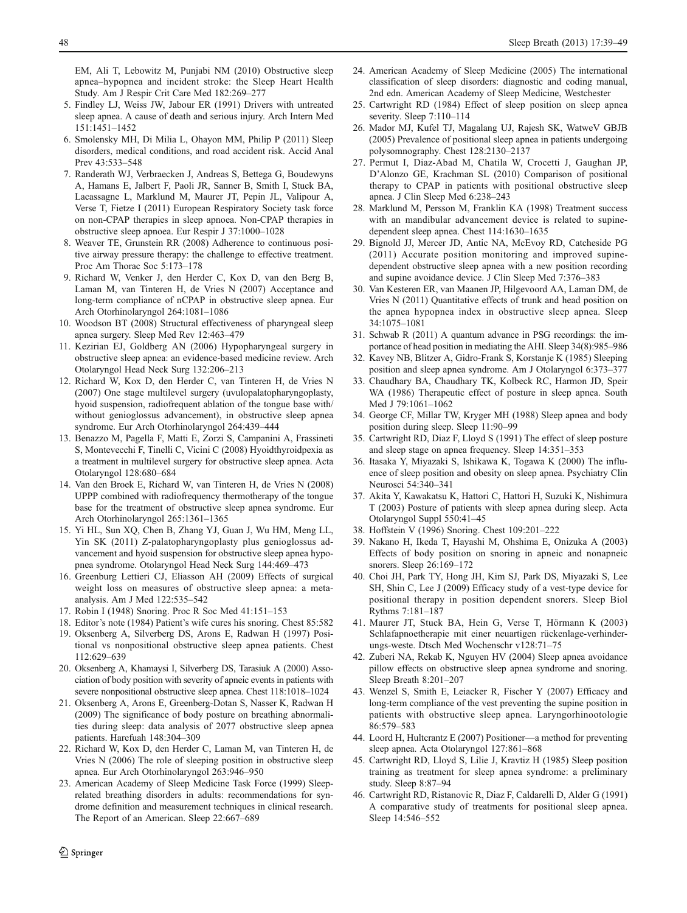EM, Ali T, Lebowitz M, Punjabi NM (2010) Obstructive sleep apnea–hypopnea and incident stroke: the Sleep Heart Health Study. Am J Respir Crit Care Med 182:269–277

5. Findley LJ, Weiss JW, Jabour ER (1991) Drivers with untreated sleep apnea. A cause of death and serious injury. Arch Intern Med 151:1451–1452
6. Smolensky MH, Di Milia L, Ohayon MM, Philip P (2011) Sleep disorders, medical conditions, and road accident risk. Accid Anal Prev 43:533–548
7. Randerath WJ, Verbraecken J, Andreas S, Bettega G, Boudewyns A, Hamans E, Jalbert F, Paoli JR, Sanner B, Smith I, Stuck BA, Lacassagne L, Marklund M, Maurer JT, Pepin JL, Valipour A, Verse T, Fietze I (2011) European Respiratory Society task force on non-CPAP therapies in sleep apnoea. Non-CPAP therapies in obstructive sleep apnoea. Eur Respir J 37:1000–1028
8. Weaver TE, Grunstein RR (2008) Adherence to continuous positive airway pressure therapy: the challenge to effective treatment. Proc Am Thorac Soc 5:173–178
9. Richard W, Venker J, den Herder C, Kox D, van den Berg B, Laman M, van Tinteren H, de Vries N (2007) Acceptance and long-term compliance of nCPAP in obstructive sleep apnea. Eur Arch Otorhinolaryngol 264:1081–1086
10. Woodson BT (2008) Structural effectiveness of pharyngeal sleep apnea surgery. Sleep Med Rev 12:463–479
11. Kezirian EJ, Goldberg AN (2006) Hypopharyngeal surgery in obstructive sleep apnea: an evidence-based medicine review. Arch Otolaryngol Head Neck Surg 132:206–213
12. Richard W, Kox D, den Herder C, van Tinteren H, de Vries N (2007) One stage multilevel surgery (uvulopalatopharyngoplasty, hyoid suspension, radiofrequent ablation of the tongue base with/without genioglossus advancement), in obstructive sleep apnea syndrome. Eur Arch Otorhinolaryngol 264:439–444
13. Benazzo M, Pagella F, Matti E, Zorzi S, Campanini A, Frassineti S, Montevecchi F, Tinelli C, Vicini C (2008) Hyoidthyroidpexia as a treatment in multilevel surgery for obstructive sleep apnea. Acta Otolaryngol 128:680–684
14. Van den Broek E, Richard W, van Tinteren H, de Vries N (2008) UPPP combined with radiofrequency thermotherapy of the tongue base for the treatment of obstructive sleep apnea syndrome. Eur Arch Otorhinolaryngol 265:1361–1365
15. Yi HL, Sun XQ, Chen B, Zhang YJ, Guan J, Wu HM, Meng LL, Yin SK (2011) Z-palatopharyngoplasty plus genioglossus advancement and hyoid suspension for obstructive sleep apnea hypopnea syndrome. Otolaryngol Head Neck Surg 144:469–473
16. Greenburg Lettieri CJ, Eliasson AH (2009) Effects of surgical weight loss on measures of obstructive sleep apnea: a meta-analysis. Am J Med 122:535–542
17. Robin I (1948) Snoring. Proc R Soc Med 41:151–153
18. Editor's note (1984) Patient's wife cures his snoring. Chest 85:582
19. Oksenberg A, Silverberg DS, Arons E, Radwan H (1997) Positional vs nonpositional obstructive sleep apnea patients. Chest 112:629–639
20. Oksenberg A, Khamaysi I, Silverberg DS, Tarasiuk A (2000) Association of body position with severity of apneic events in patients with severe nonpositional obstructive sleep apnea. Chest 118:1018–1024
21. Oksenberg A, Arons E, Greenberg-Dotan S, Nasser K, Radwan H (2009) The significance of body posture on breathing abnormalities during sleep: data analysis of 2077 obstructive sleep apnea patients. Harefuah 148:304–309
22. Richard W, Kox D, den Herder C, Laman M, van Tinteren H, de Vries N (2006) The role of sleeping position in obstructive sleep apnea. Eur Arch Otorhinolaryngol 263:946–950
23. American Academy of Sleep Medicine Task Force (1999) Sleep-related breathing disorders in adults: recommendations for syndrome definition and measurement techniques in clinical research. The Report of an American. Sleep 22:667–689
24. American Academy of Sleep Medicine (2005) The international classification of sleep disorders: diagnostic and coding manual, 2nd edn. American Academy of Sleep Medicine, Westchester
25. Cartwright RD (1984) Effect of sleep position on sleep apnea severity. Sleep 7:110–114
26. Mador MJ, Kufel TJ, Magalang UJ, Rajesh SK, WatweV GBJB (2005) Prevalence of positional sleep apnea in patients undergoing polysomnography. Chest 128:2130–2137
27. Permut I, Diaz-Abad M, Chatila W, Crocetti J, Gaughan JP, D'Alonzo GE, Krachman SL (2010) Comparison of positional therapy to CPAP in patients with positional obstructive sleep apnea. J Clin Sleep Med 6:238–243
28. Marklund M, Persson M, Franklin KA (1998) Treatment success with an mandibular advancement device is related to supine-dependent sleep apnea. Chest 114:1630–1635
29. Bignold JJ, Mercer JD, Antic NA, McEvoy RD, Catcheside PG (2011) Accurate position monitoring and improved supine-dependent obstructive sleep apnea with a new position recording and supine avoidance device. J Clin Sleep Med 7:376–383
30. Van Kesteren ER, van Maanen JP, Hilgevoord AA, Laman DM, de Vries N (2011) Quantitative effects of trunk and head position on the apnea hypopnea index in obstructive sleep apnea. Sleep 34:1075–1081
31. Schwab R (2011) A quantum advance in PSG recordings: the importance of head position in mediating the AHI. Sleep 34(8):985–986
32. Kavey NB, Blitzer A, Gidro-Frank S, Korstanje K (1985) Sleeping position and sleep apnea syndrome. Am J Otolaryngol 6:373–377
33. Chaudhary BA, Chaudhary TK, Kolbeck RC, Harmon JD, Speir WA (1986) Therapeutic effect of posture in sleep apnea. South Med J 79:1061–1062
34. George CF, Millar TW, Kryger MH (1988) Sleep apnea and body position during sleep. Sleep 11:90–99
35. Cartwright RD, Diaz F, Lloyd S (1991) The effect of sleep posture and sleep stage on apnea frequency. Sleep 14:351–353
36. Itasaka Y, Miyazaki S, Ishikawa K, Togawa K (2000) The influence of sleep position and obesity on sleep apnea. Psychiatry Clin Neurosci 54:340–341
37. Akita Y, Kawakatsu K, Hattori C, Hattori H, Suzuki K, Nishimura T (2003) Posture of patients with sleep apnea during sleep. Acta Otolaryngol Suppl 550:41–45
38. Hoffstein V (1996) Snoring. Chest 109:201–222
39. Nakano H, Ikeda T, Hayashi M, Ohshima E, Onizuka A (2003) Effects of body position on snoring in apneic and nonapneic snorers. Sleep 26:169–172
40. Choi JH, Park TY, Hong JH, Kim SJ, Park DS, Miyazaki S, Lee SH, Shin C, Lee J (2009) Efficacy study of a vest-type device for positional therapy in position dependent snorers. Sleep Biol Rythms 7:181–187
41. Maurer JT, Stuck BA, Hein G, Verse T, Hörmann K (2003) Schlafapnoetherapie mit einer neuartigen rückenlage-verhinderungs-weste. Dtsch Med Wochenschr v128:71–75
42. Zuberi NA, Rekab K, Nguyen HV (2004) Sleep apnea avoidance pillow effects on obstructive sleep apnea syndrome and snoring. Sleep Breath 8:201–207
43. Wenzel S, Smith E, Leiacker R, Fischer Y (2007) Efficacy and long-term compliance of the vest preventing the supine position in patients with obstructive sleep apnea. Laryngorhinootologie 86:579–583
44. Loord H, Hultcrantz E (2007) Positioner—a method for preventing sleep apnea. Acta Otolaryngol 127:861–868
45. Cartwright RD, Lloyd S, Lilie J, Kravtiz H (1985) Sleep position training as treatment for sleep apnea syndrome: a preliminary study. Sleep 8:87–94
46. Cartwright RD, Ristanovic R, Diaz F, Caldarelli D, Alder G (1991) A comparative study of treatments for positional sleep apnea. Sleep 14:546–552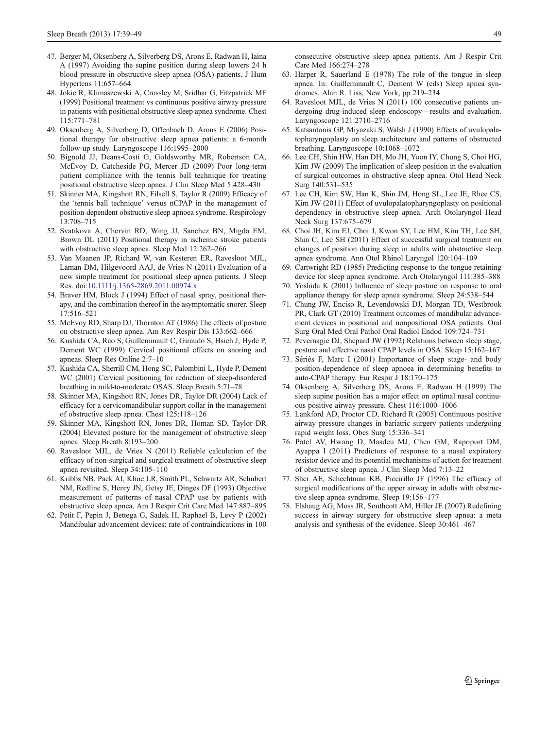47. Berger M, Oksenberg A, Silverberg DS, Arons E, Radwan H, Iaina A (1997) Avoiding the supine position during sleep lowers 24 h blood pressure in obstructive sleep apnea (OSA) patients. J Hum Hypertens 11:657–664
48. Jokic R, Klimaszewski A, Crossley M, Sridhar G, Fitzpatrick MF (1999) Positional treatment vs continuous positive airway pressure in patients with positional obstructive sleep apnea syndrome. Chest 115:771–781
49. Oksenberg A, Silverberg D, Offenbach D, Arons E (2006) Positional therapy for obstructive sleep apnea patients: a 6-month follow-up study. Laryngoscope 116:1995–2000
50. Bignold JJ, Deans-Costi G, Goldsworthy MR, Robertson CA, McEvoy D, Catcheside PG, Mercer JD (2009) Poor long-term patient compliance with the tennis ball technique for treating positional obstructive sleep apnea. J Clin Sleep Med 5:428–430
51. Skinner MA, Kingshott RN, Filsell S, Taylor R (2009) Efficacy of the 'tennis ball technique' versus nCPAP in the management of position-dependent obstructive sleep apnoea syndrome. Respirology 13:708–715
52. Svatikova A, Chervin RD, Wing JJ, Sanchez BN, Migda EM, Brown DL (2011) Positional therapy in ischemic stroke patients with obstructive sleep apnea. Sleep Med 12:262–266
53. Van Maanen JP, Richard W, van Kesteren ER, Ravesloot MJL, Laman DM, Hilgevoord AAJ, de Vries N (2011) Evaluation of a new simple treatment for positional sleep apnea patients. J Sleep Res. doi:10.1111/j.1365-2869.2011.00974.x
54. Braver HM, Block J (1994) Effect of nasal spray, positional therapy, and the combination thereof in the asymptomatic snorer. Sleep 17:516–521
55. McEvoy RD, Sharp DJ, Thornton AT (1986) The effects of posture on obstructive sleep apnea. Am Rev Respir Dis 133:662–666
56. Kushida CA, Rao S, Guilleminault C, Giraudo S, Hsieh J, Hyde P, Dement WC (1999) Cervical positional effects on snoring and apneas. Sleep Res Online 2:7–10
57. Kushida CA, Sherrill CM, Hong SC, Palombini L, Hyde P, Dement WC (2001) Cervical positioning for reduction of sleep-disordered breathing in mild-to-moderate OSAS. Sleep Breath 5:71–78
58. Skinner MA, Kingshott RN, Jones DR, Taylor DR (2004) Lack of efficacy for a cervicomandibular support collar in the management of obstructive sleep apnea. Chest 125:118–126
59. Skinner MA, Kingshott RN, Jones DR, Homan SD, Taylor DR (2004) Elevated posture for the management of obstructive sleep apnea. Sleep Breath 8:193–200
60. Ravesloot MJL, de Vries N (2011) Reliable calculation of the efficacy of non-surgical and surgical treatment of obstructive sleep apnea revisited. Sleep 34:105–110
61. Kribbs NB, Pack AI, Kline LR, Smith PL, Schwartz AR, Schubert NM, Redline S, Henry JN, Getsy JE, Dinges DF (1993) Objective measurement of patterns of nasal CPAP use by patients with obstructive sleep apnea. Am J Respir Crit Care Med 147:887–895
62. Petit F, Pepin J, Bettega G, Sadek H, Raphael B, Levy P (2002) Mandibular advancement devices: rate of contraindications in 100 consecutive obstructive sleep apnea patients. Am J Respir Crit Care Med 166:274–278
63. Harper R, Sauerland E (1978) The role of the tongue in sleep apnea. In: Guilleminault C, Dement W (eds) Sleep apnea syndromes. Alan R. Liss, New York, pp 219–234
64. Ravesloot MJL, de Vries N (2011) 100 consecutive patients undergoing drug-induced sleep endoscopy—results and evaluation. Laryngoscope 121:2710–2716
65. Katsantonis GP, Miyazaki S, Walsh J (1990) Effects of uvulopalatopharyngoplasty on sleep architecture and patterns of obstructed breathing. Laryngoscope 10:1068–1072
66. Lee CH, Shin HW, Han DH, Mo JH, Yoon IY, Chung S, Choi HG, Kim JW (2009) The implication of sleep position in the evaluation of surgical outcomes in obstructive sleep apnea. Otol Head Neck Surg 140:531–535
67. Lee CH, Kim SW, Han K, Shin JM, Hong SL, Lee JE, Rhee CS, Kim JW (2011) Effect of uvulopalatopharyngoplasty on positional dependency in obstructive sleep apnea. Arch Otolaryngol Head Neck Surg 137:675–679
68. Choi JH, Kim EJ, Choi J, Kwon SY, Lee HM, Kim TH, Lee SH, Shin C, Lee SH (2011) Effect of successful surgical treatment on changes of position during sleep in adults with obstructive sleep apnea syndrome. Ann Otol Rhinol Laryngol 120:104–109
69. Cartwright RD (1985) Predicting response to the tongue retaining device for sleep apnea syndrome. Arch Otolaryngol 111:385–388
70. Yoshida K (2001) Influence of sleep posture on response to oral appliance therapy for sleep apnea syndrome. Sleep 24:538–544
71. Chung JW, Enciso R, Levendowski DJ, Morgan TD, Westbrook PR, Clark GT (2010) Treatment outcomes of mandibular advancement devices in positional and nonpositional OSA patients. Oral Surg Oral Med Oral Pathol Oral Radiol Endod 109:724–731
72. Pevernagie DJ, Shepard JW (1992) Relations between sleep stage, posture and effective nasal CPAP levels in OSA. Sleep 15:162–167
73. Sériès F, Marc I (2001) Importance of sleep stage- and body position-dependence of sleep apnoea in determining benefits to auto-CPAP therapy. Eur Respir J 18:170–175
74. Oksenberg A, Silverberg DS, Arons E, Radwan H (1999) The sleep supine position has a major effect on optimal nasal continuous positive airway pressure. Chest 116:1000–1006
75. Lankford AD, Proctor CD, Richard R (2005) Continuous positive airway pressure changes in bariatric surgery patients undergoing rapid weight loss. Obes Surg 15:336–341
76. Patel AV, Hwang D, Masdeu MJ, Chen GM, Rapoport DM, Ayappa I (2011) Predictors of response to a nasal expiratory resistor device and its potential mechanisms of action for treatment of obstructive sleep apnea. J Clin Sleep Med 7:13–22
77. Sher AE, Schechtman KB, Piccirillo JF (1996) The efficacy of surgical modifications of the upper airway in adults with obstructive sleep apnea syndrome. Sleep 19:156–177
78. Elshaug AG, Moss JR, Southcott AM, Hiller JE (2007) Redefining success in airway surgery for obstructive sleep apnea: a meta analysis and synthesis of the evidence. Sleep 30:461–467